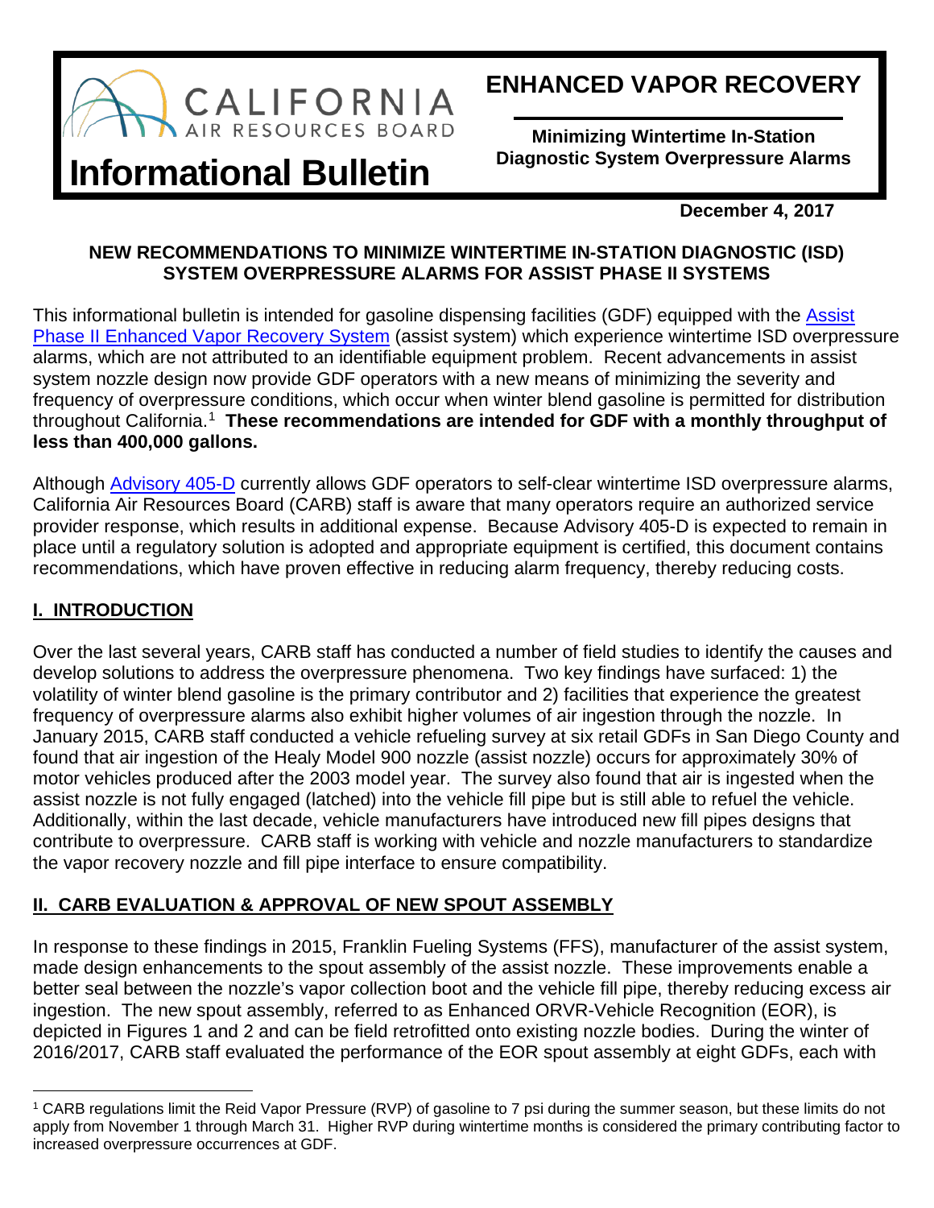# Informational Bulletin

**ENHANCED VAPOR RECOVERY**

**Minimizing Wintertime In-Station Diagnostic System Overpressure Alarms**

**December 4, 2017**

**NEW RECOMMENDATIONS TO MINIMIZE WINTERTIME IN-STATION DIAGNOSTIC (ISD) SYSTEM OVERPRESSURE ALARMS FOR ASSIST PHASE II SYSTEMS**

This informational bulletin is intended for gasoline dispensing facilities (GDF) equipped with the Assist Phase II Enhanced Vapor Recovery System (assist system) which experience wintertime ISD overpressure alarms, which are not attributed to an identifiable equipment problem. Recent advancements in assist system nozzle design now provide GDF operators with a new means of minimizing the severity and frequency of overpressure conditions, which occur when winter blend gasoline is permitted for distribution throughout California.[1] **These recommendations are intended for GDF with a monthly throughput of less than 400,000 gallons.**

Although Advisory 405-D currently allows GDF operators to self-clear wintertime ISD overpressure alarms, California Air Resources Board (CARB) staff is aware that many operators require an authorized service provider response, which results in additional expense. Because Advisory 405-D is expected to remain in place until a regulatory solution is adopted and appropriate equipment is certified, this document contains recommendations, which have proven effective in reducing alarm frequency, thereby reducing costs.

## I. INTRODUCTION

Over the last several years, CARB staff has conducted a number of field studies to identify the causes and develop solutions to address the overpressure phenomena. Two key findings have surfaced: 1) the volatility of winter blend gasoline is the primary contributor and 2) facilities that experience the greatest frequency of overpressure alarms also exhibit higher volumes of air ingestion through the nozzle. In January 2015, CARB staff conducted a vehicle refueling survey at six retail GDFs in San Diego County and found that air ingestion of the Healy Model 900 nozzle (assist nozzle) occurs for approximately 30% of motor vehicles produced after the 2003 model year. The survey also found that air is ingested when the assist nozzle is not fully engaged (latched) into the vehicle fill pipe but is still able to refuel the vehicle. Additionally, within the last decade, vehicle manufacturers have introduced new fill pipes designs that contribute to overpressure. CARB staff is working with vehicle and nozzle manufacturers to standardize the vapor recovery nozzle and fill pipe interface to ensure compatibility.

## II. CARB EVALUATION & APPROVAL OF NEW SPOUT ASSEMBLY

In response to these findings in 2015, Franklin Fueling Systems (FFS), manufacturer of the assist system, made design enhancements to the spout assembly of the assist nozzle. These improvements enable a better seal between the nozzle's vapor collection boot and the vehicle fill pipe, thereby reducing excess air ingestion. The new spout assembly, referred to as Enhanced ORVR-Vehicle Recognition (EOR), is depicted in Figures 1 and 2 and can be field retrofitted onto existing nozzle bodies. During the winter of 2016/2017, CARB staff evaluated the performance of the EOR spout assembly at eight GDFs, each with

---

[1] CARB regulations limit the Reid Vapor Pressure (RVP) of gasoline to 7 psi during the summer season, but these limits do not apply from November 1 through March 31. Higher RVP during wintertime months is considered the primary contributing factor to increased overpressure occurrences at GDF.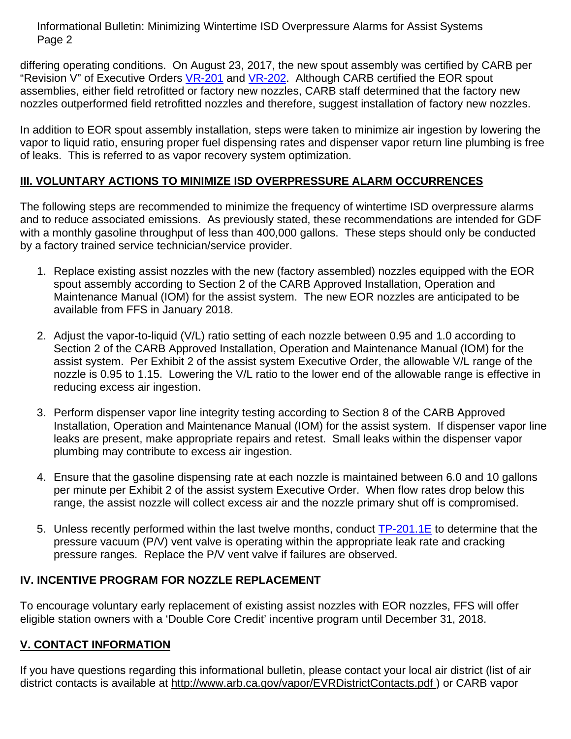differing operating conditions. On August 23, 2017, the new spout assembly was certified by CARB per "Revision V" of Executive Orders VR-201 and VR-202. Although CARB certified the EOR spout assemblies, either field retrofitted or factory new nozzles, CARB staff determined that the factory new nozzles outperformed field retrofitted nozzles and therefore, suggest installation of factory new nozzles.

In addition to EOR spout assembly installation, steps were taken to minimize air ingestion by lowering the vapor to liquid ratio, ensuring proper fuel dispensing rates and dispenser vapor return line plumbing is free of leaks. This is referred to as vapor recovery system optimization.

## III. VOLUNTARY ACTIONS TO MINIMIZE ISD OVERPRESSURE ALARM OCCURRENCES

The following steps are recommended to minimize the frequency of wintertime ISD overpressure alarms and to reduce associated emissions. As previously stated, these recommendations are intended for GDF with a monthly gasoline throughput of less than 400,000 gallons. These steps should only be conducted by a factory trained service technician/service provider.

1. Replace existing assist nozzles with the new (factory assembled) nozzles equipped with the EOR spout assembly according to Section 2 of the CARB Approved Installation, Operation and Maintenance Manual (IOM) for the assist system. The new EOR nozzles are anticipated to be available from FFS in January 2018.

2. Adjust the vapor-to-liquid (V/L) ratio setting of each nozzle between 0.95 and 1.0 according to Section 2 of the CARB Approved Installation, Operation and Maintenance Manual (IOM) for the assist system. Per Exhibit 2 of the assist system Executive Order, the allowable V/L range of the nozzle is 0.95 to 1.15. Lowering the V/L ratio to the lower end of the allowable range is effective in reducing excess air ingestion.

3. Perform dispenser vapor line integrity testing according to Section 8 of the CARB Approved Installation, Operation and Maintenance Manual (IOM) for the assist system. If dispenser vapor line leaks are present, make appropriate repairs and retest. Small leaks within the dispenser vapor plumbing may contribute to excess air ingestion.

4. Ensure that the gasoline dispensing rate at each nozzle is maintained between 6.0 and 10 gallons per minute per Exhibit 2 of the assist system Executive Order. When flow rates drop below this range, the assist nozzle will collect excess air and the nozzle primary shut off is compromised.

5. Unless recently performed within the last twelve months, conduct TP-201.1E to determine that the pressure vacuum (P/V) vent valve is operating within the appropriate leak rate and cracking pressure ranges. Replace the P/V vent valve if failures are observed.

## IV. INCENTIVE PROGRAM FOR NOZZLE REPLACEMENT

To encourage voluntary early replacement of existing assist nozzles with EOR nozzles, FFS will offer eligible station owners with a 'Double Core Credit' incentive program until December 31, 2018.

## V. CONTACT INFORMATION

If you have questions regarding this informational bulletin, please contact your local air district (list of air district contacts is available at http://www.arb.ca.gov/vapor/EVRDistrictContacts.pdf ) or CARB vapor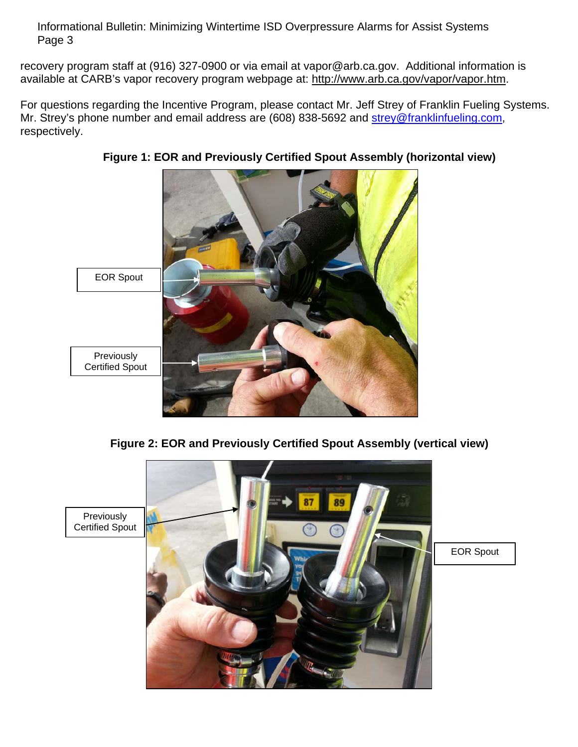recovery program staff at (916) 327-0900 or via email at vapor@arb.ca.gov. Additional information is available at CARB's vapor recovery program webpage at: http://www.arb.ca.gov/vapor/vapor.htm.

For questions regarding the Incentive Program, please contact Mr. Jeff Strey of Franklin Fueling Systems. Mr. Strey's phone number and email address are (608) 838-5692 and strey@franklinfueling.com, respectively.

**Figure 1: EOR and Previously Certified Spout Assembly (horizontal view)**

EOR Spout

Previously Certified Spout

**Figure 2: EOR and Previously Certified Spout Assembly (vertical view)**

Previously Certified Spout

EOR Spout